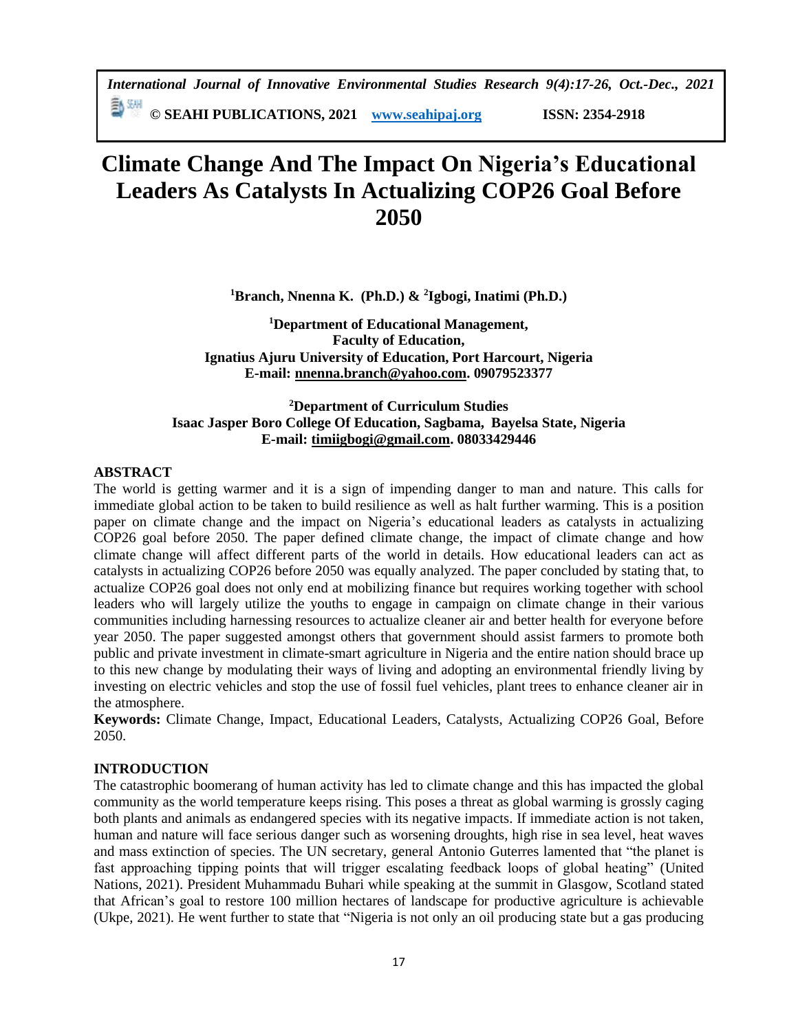# Climate Change And The Impact On Nigeria's Educational Leaders As Catalysts In Actualizing COP26 Goal Before 2050

**[1]Branch, Nnenna K. (Ph.D.) & [2]Igbogi, Inatimi (Ph.D.)**

**[1]Department of Educational Management,**
**Faculty of Education,**
**Ignatius Ajuru University of Education, Port Harcourt, Nigeria**
**E-mail: nnenna.branch@yahoo.com. 09079523377**

**[2]Department of Curriculum Studies**
**Isaac Jasper Boro College Of Education, Sagbama, Bayelsa State, Nigeria**
**E-mail: timiigbogi@gmail.com. 08033429446**

## ABSTRACT

The world is getting warmer and it is a sign of impending danger to man and nature. This calls for immediate global action to be taken to build resilience as well as halt further warming. This is a position paper on climate change and the impact on Nigeria's educational leaders as catalysts in actualizing COP26 goal before 2050. The paper defined climate change, the impact of climate change and how climate change will affect different parts of the world in details. How educational leaders can act as catalysts in actualizing COP26 before 2050 was equally analyzed. The paper concluded by stating that, to actualize COP26 goal does not only end at mobilizing finance but requires working together with school leaders who will largely utilize the youths to engage in campaign on climate change in their various communities including harnessing resources to actualize cleaner air and better health for everyone before year 2050. The paper suggested amongst others that government should assist farmers to promote both public and private investment in climate-smart agriculture in Nigeria and the entire nation should brace up to this new change by modulating their ways of living and adopting an environmental friendly living by investing on electric vehicles and stop the use of fossil fuel vehicles, plant trees to enhance cleaner air in the atmosphere.

**Keywords:** Climate Change, Impact, Educational Leaders, Catalysts, Actualizing COP26 Goal, Before 2050.

## INTRODUCTION

The catastrophic boomerang of human activity has led to climate change and this has impacted the global community as the world temperature keeps rising. This poses a threat as global warming is grossly caging both plants and animals as endangered species with its negative impacts. If immediate action is not taken, human and nature will face serious danger such as worsening droughts, high rise in sea level, heat waves and mass extinction of species. The UN secretary, general Antonio Guterres lamented that "the planet is fast approaching tipping points that will trigger escalating feedback loops of global heating" (United Nations, 2021). President Muhammadu Buhari while speaking at the summit in Glasgow, Scotland stated that African's goal to restore 100 million hectares of landscape for productive agriculture is achievable (Ukpe, 2021). He went further to state that "Nigeria is not only an oil producing state but a gas producing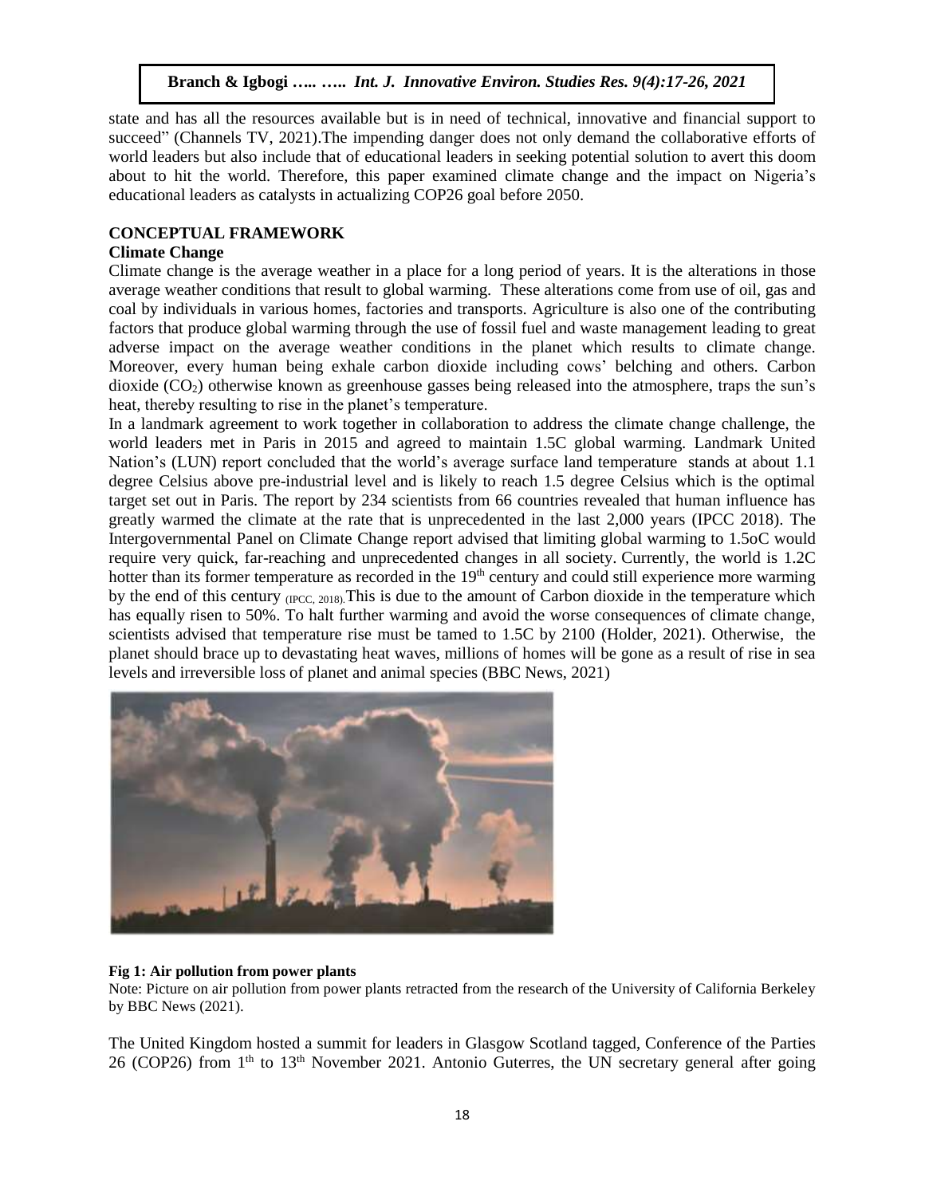state and has all the resources available but is in need of technical, innovative and financial support to succeed" (Channels TV, 2021).The impending danger does not only demand the collaborative efforts of world leaders but also include that of educational leaders in seeking potential solution to avert this doom about to hit the world. Therefore, this paper examined climate change and the impact on Nigeria's educational leaders as catalysts in actualizing COP26 goal before 2050.

## CONCEPTUAL FRAMEWORK

### Climate Change

Climate change is the average weather in a place for a long period of years. It is the alterations in those average weather conditions that result to global warming. These alterations come from use of oil, gas and coal by individuals in various homes, factories and transports. Agriculture is also one of the contributing factors that produce global warming through the use of fossil fuel and waste management leading to great adverse impact on the average weather conditions in the planet which results to climate change. Moreover, every human being exhale carbon dioxide including cows' belching and others. Carbon dioxide ($CO_2$) otherwise known as greenhouse gasses being released into the atmosphere, traps the sun's heat, thereby resulting to rise in the planet's temperature.

In a landmark agreement to work together in collaboration to address the climate change challenge, the world leaders met in Paris in 2015 and agreed to maintain 1.5C global warming. Landmark United Nation's (LUN) report concluded that the world's average surface land temperature stands at about 1.1 degree Celsius above pre-industrial level and is likely to reach 1.5 degree Celsius which is the optimal target set out in Paris. The report by 234 scientists from 66 countries revealed that human influence has greatly warmed the climate at the rate that is unprecedented in the last 2,000 years (IPCC 2018). The Intergovernmental Panel on Climate Change report advised that limiting global warming to 1.5oC would require very quick, far-reaching and unprecedented changes in all society. Currently, the world is 1.2C hotter than its former temperature as recorded in the 19th century and could still experience more warming by the end of this century (IPCC, 2018).This is due to the amount of Carbon dioxide in the temperature which has equally risen to 50%. To halt further warming and avoid the worse consequences of climate change, scientists advised that temperature rise must be tamed to 1.5C by 2100 (Holder, 2021). Otherwise, the planet should brace up to devastating heat waves, millions of homes will be gone as a result of rise in sea levels and irreversible loss of planet and animal species (BBC News, 2021)

**Fig 1: Air pollution from power plants**

Note: Picture on air pollution from power plants retracted from the research of the University of California Berkeley by BBC News (2021).

The United Kingdom hosted a summit for leaders in Glasgow Scotland tagged, Conference of the Parties 26 (COP26) from 1st to 13th November 2021. Antonio Guterres, the UN secretary general after going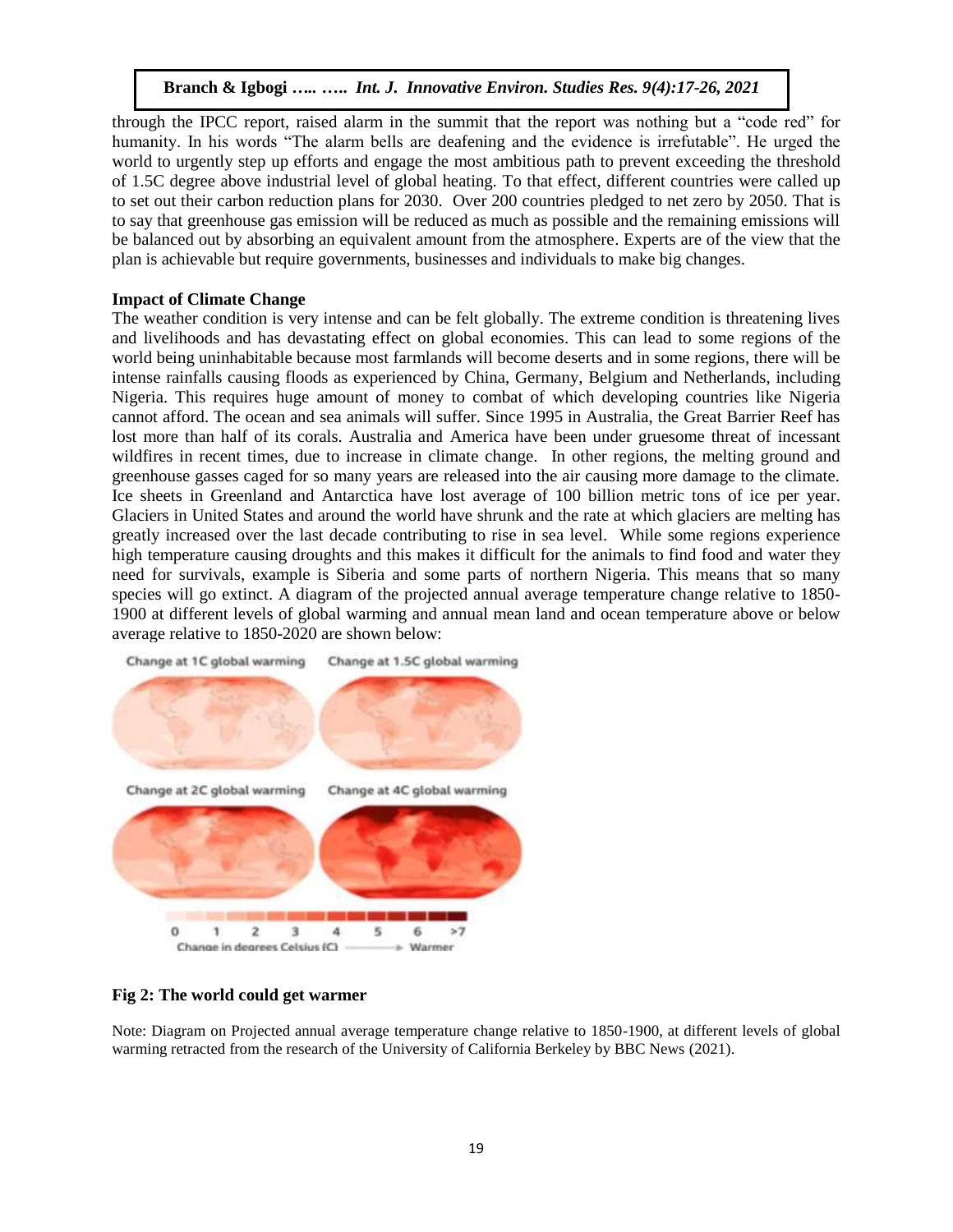through the IPCC report, raised alarm in the summit that the report was nothing but a "code red" for humanity. In his words "The alarm bells are deafening and the evidence is irrefutable". He urged the world to urgently step up efforts and engage the most ambitious path to prevent exceeding the threshold of 1.5C degree above industrial level of global heating. To that effect, different countries were called up to set out their carbon reduction plans for 2030. Over 200 countries pledged to net zero by 2050. That is to say that greenhouse gas emission will be reduced as much as possible and the remaining emissions will be balanced out by absorbing an equivalent amount from the atmosphere. Experts are of the view that the plan is achievable but require governments, businesses and individuals to make big changes.

**Impact of Climate Change**

The weather condition is very intense and can be felt globally. The extreme condition is threatening lives and livelihoods and has devastating effect on global economies. This can lead to some regions of the world being uninhabitable because most farmlands will become deserts and in some regions, there will be intense rainfalls causing floods as experienced by China, Germany, Belgium and Netherlands, including Nigeria. This requires huge amount of money to combat of which developing countries like Nigeria cannot afford. The ocean and sea animals will suffer. Since 1995 in Australia, the Great Barrier Reef has lost more than half of its corals. Australia and America have been under gruesome threat of incessant wildfires in recent times, due to increase in climate change. In other regions, the melting ground and greenhouse gasses caged for so many years are released into the air causing more damage to the climate. Ice sheets in Greenland and Antarctica have lost average of 100 billion metric tons of ice per year. Glaciers in United States and around the world have shrunk and the rate at which glaciers are melting has greatly increased over the last decade contributing to rise in sea level. While some regions experience high temperature causing droughts and this makes it difficult for the animals to find food and water they need for survivals, example is Siberia and some parts of northern Nigeria. This means that so many species will go extinct. A diagram of the projected annual average temperature change relative to 1850-1900 at different levels of global warming and annual mean land and ocean temperature above or below average relative to 1850-2020 are shown below:

**Fig 2: The world could get warmer**

Note: Diagram on Projected annual average temperature change relative to 1850-1900, at different levels of global warming retracted from the research of the University of California Berkeley by BBC News (2021).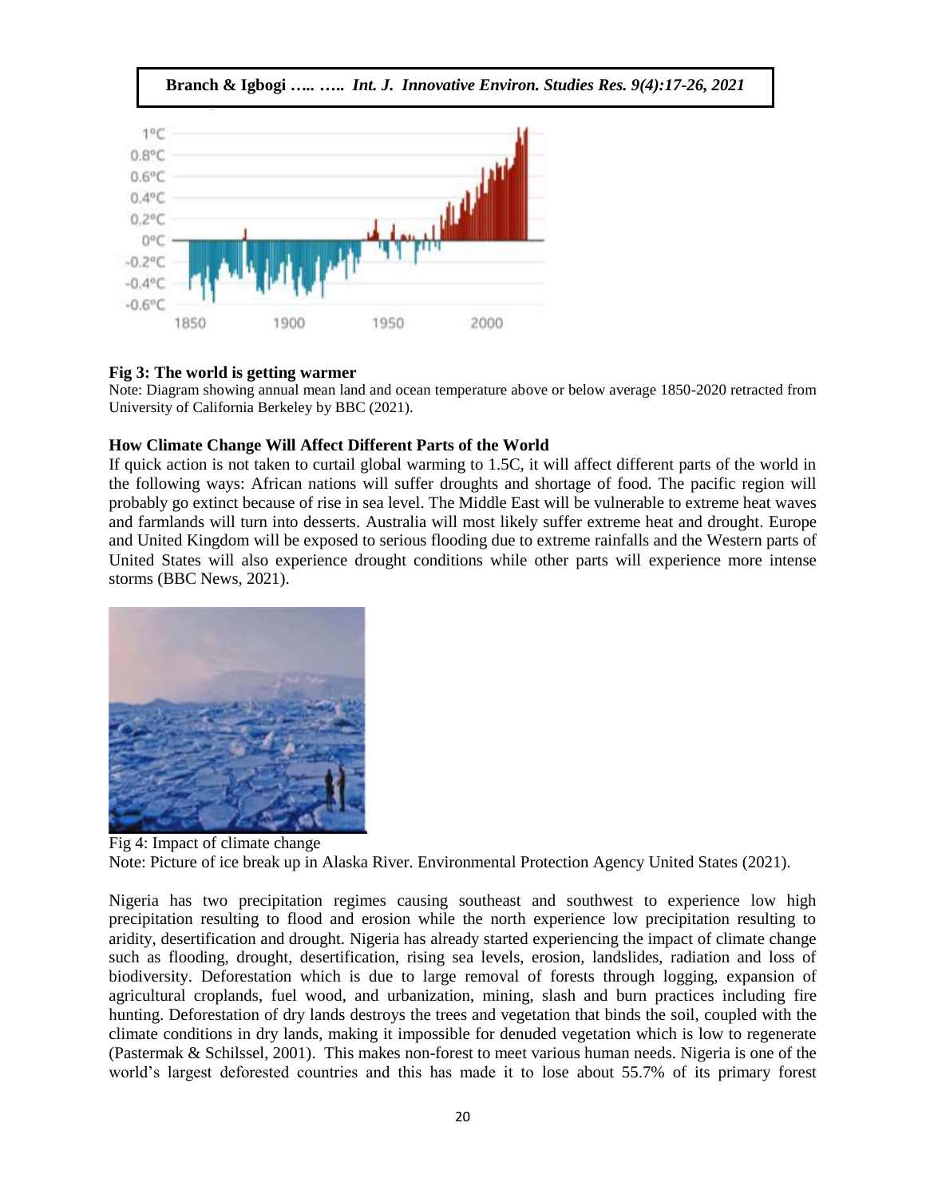**Fig 3: The world is getting warmer**

Note: Diagram showing annual mean land and ocean temperature above or below average 1850-2020 retracted from University of California Berkeley by BBC (2021).

**How Climate Change Will Affect Different Parts of the World**

If quick action is not taken to curtail global warming to 1.5C, it will affect different parts of the world in the following ways: African nations will suffer droughts and shortage of food. The pacific region will probably go extinct because of rise in sea level. The Middle East will be vulnerable to extreme heat waves and farmlands will turn into desserts. Australia will most likely suffer extreme heat and drought. Europe and United Kingdom will be exposed to serious flooding due to extreme rainfalls and the Western parts of United States will also experience drought conditions while other parts will experience more intense storms (BBC News, 2021).

Fig 4: Impact of climate change

Note: Picture of ice break up in Alaska River. Environmental Protection Agency United States (2021).

Nigeria has two precipitation regimes causing southeast and southwest to experience low high precipitation resulting to flood and erosion while the north experience low precipitation resulting to aridity, desertification and drought. Nigeria has already started experiencing the impact of climate change such as flooding, drought, desertification, rising sea levels, erosion, landslides, radiation and loss of biodiversity. Deforestation which is due to large removal of forests through logging, expansion of agricultural croplands, fuel wood, and urbanization, mining, slash and burn practices including fire hunting. Deforestation of dry lands destroys the trees and vegetation that binds the soil, coupled with the climate conditions in dry lands, making it impossible for denuded vegetation which is low to regenerate (Pastermak & Schilssel, 2001). This makes non-forest to meet various human needs. Nigeria is one of the world's largest deforested countries and this has made it to lose about 55.7% of its primary forest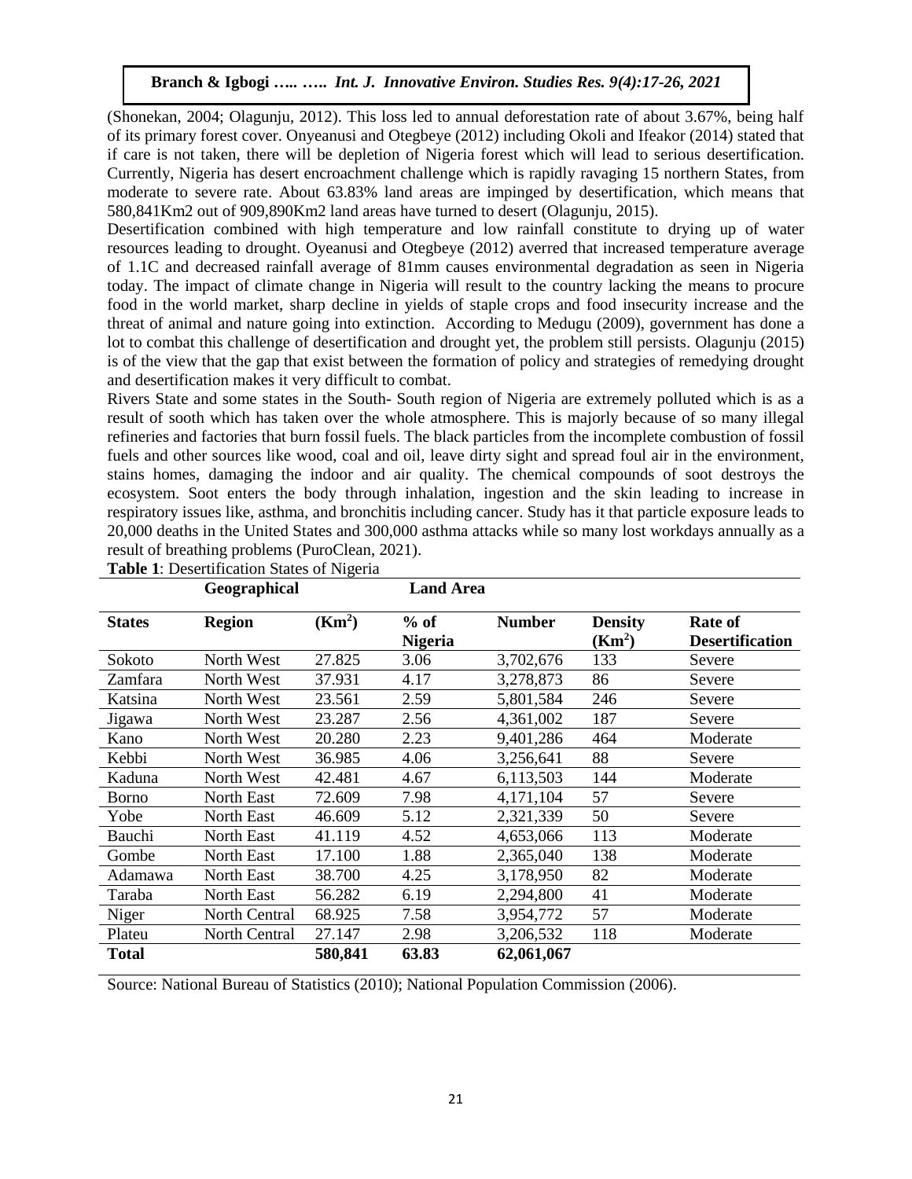(Shonekan, 2004; Olagunju, 2012). This loss led to annual deforestation rate of about 3.67%, being half of its primary forest cover. Onyeanusi and Otegbeye (2012) including Okoli and Ifeakor (2014) stated that if care is not taken, there will be depletion of Nigeria forest which will lead to serious desertification. Currently, Nigeria has desert encroachment challenge which is rapidly ravaging 15 northern States, from moderate to severe rate. About 63.83% land areas are impinged by desertification, which means that 580,841Km2 out of 909,890Km2 land areas have turned to desert (Olagunju, 2015).

Desertification combined with high temperature and low rainfall constitute to drying up of water resources leading to drought. Oyeanusi and Otegbeye (2012) averred that increased temperature average of 1.1C and decreased rainfall average of 81mm causes environmental degradation as seen in Nigeria today. The impact of climate change in Nigeria will result to the country lacking the means to procure food in the world market, sharp decline in yields of staple crops and food insecurity increase and the threat of animal and nature going into extinction. According to Medugu (2009), government has done a lot to combat this challenge of desertification and drought yet, the problem still persists. Olagunju (2015) is of the view that the gap that exist between the formation of policy and strategies of remedying drought and desertification makes it very difficult to combat.

Rivers State and some states in the South- South region of Nigeria are extremely polluted which is as a result of sooth which has taken over the whole atmosphere. This is majorly because of so many illegal refineries and factories that burn fossil fuels. The black particles from the incomplete combustion of fossil fuels and other sources like wood, coal and oil, leave dirty sight and spread foul air in the environment, stains homes, damaging the indoor and air quality. The chemical compounds of soot destroys the ecosystem. Soot enters the body through inhalation, ingestion and the skin leading to increase in respiratory issues like, asthma, and bronchitis including cancer. Study has it that particle exposure leads to 20,000 deaths in the United States and 300,000 asthma attacks while so many lost workdays annually as a result of breathing problems (PuroClean, 2021).

**Table 1**: Desertification States of Nigeria

| | **Geographical** | | **Land Area** | | | |
|---|---|---|---|---|---|---|
| **States** | **Region** | **($Km^2$)** | **% of Nigeria** | **Number** | **Density ($Km^2$)** | **Rate of Desertification** |
| Sokoto | North West | 27.825 | 3.06 | 3,702,676 | 133 | Severe |
| Zamfara | North West | 37.931 | 4.17 | 3,278,873 | 86 | Severe |
| Katsina | North West | 23.561 | 2.59 | 5,801,584 | 246 | Severe |
| Jigawa | North West | 23.287 | 2.56 | 4,361,002 | 187 | Severe |
| Kano | North West | 20.280 | 2.23 | 9,401,286 | 464 | Moderate |
| Kebbi | North West | 36.985 | 4.06 | 3,256,641 | 88 | Severe |
| Kaduna | North West | 42.481 | 4.67 | 6,113,503 | 144 | Moderate |
| Borno | North East | 72.609 | 7.98 | 4,171,104 | 57 | Severe |
| Yobe | North East | 46.609 | 5.12 | 2,321,339 | 50 | Severe |
| Bauchi | North East | 41.119 | 4.52 | 4,653,066 | 113 | Moderate |
| Gombe | North East | 17.100 | 1.88 | 2,365,040 | 138 | Moderate |
| Adamawa | North East | 38.700 | 4.25 | 3,178,950 | 82 | Moderate |
| Taraba | North East | 56.282 | 6.19 | 2,294,800 | 41 | Moderate |
| Niger | North Central | 68.925 | 7.58 | 3,954,772 | 57 | Moderate |
| Plateu | North Central | 27.147 | 2.98 | 3,206,532 | 118 | Moderate |
| **Total** | | **580,841** | **63.83** | **62,061,067** | | |

Source: National Bureau of Statistics (2010); National Population Commission (2006).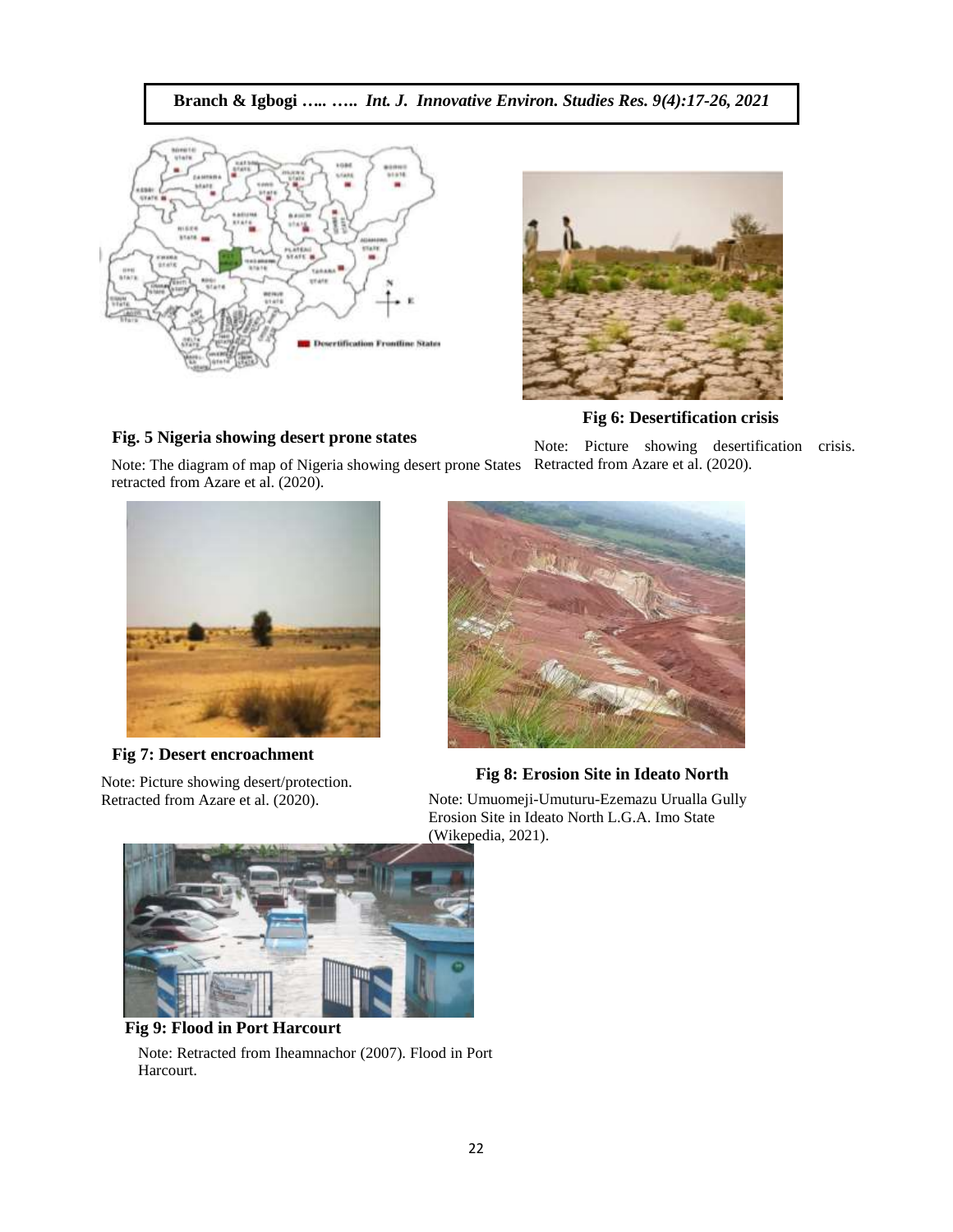**Fig. 5 Nigeria showing desert prone states**

Note: The diagram of map of Nigeria showing desert prone States retracted from Azare et al. (2020).

**Fig 6: Desertification crisis**

Note: Picture showing desertification crisis. Retracted from Azare et al. (2020).

**Fig 7: Desert encroachment**

Note: Picture showing desert/protection. Retracted from Azare et al. (2020).

**Fig 8: Erosion Site in Ideato North**

Note: Umuomeji-Umuturu-Ezemazu Urualla Gully Erosion Site in Ideato North L.G.A. Imo State (Wikepedia, 2021).

**Fig 9: Flood in Port Harcourt**

Note: Retracted from Iheamnachor (2007). Flood in Port Harcourt.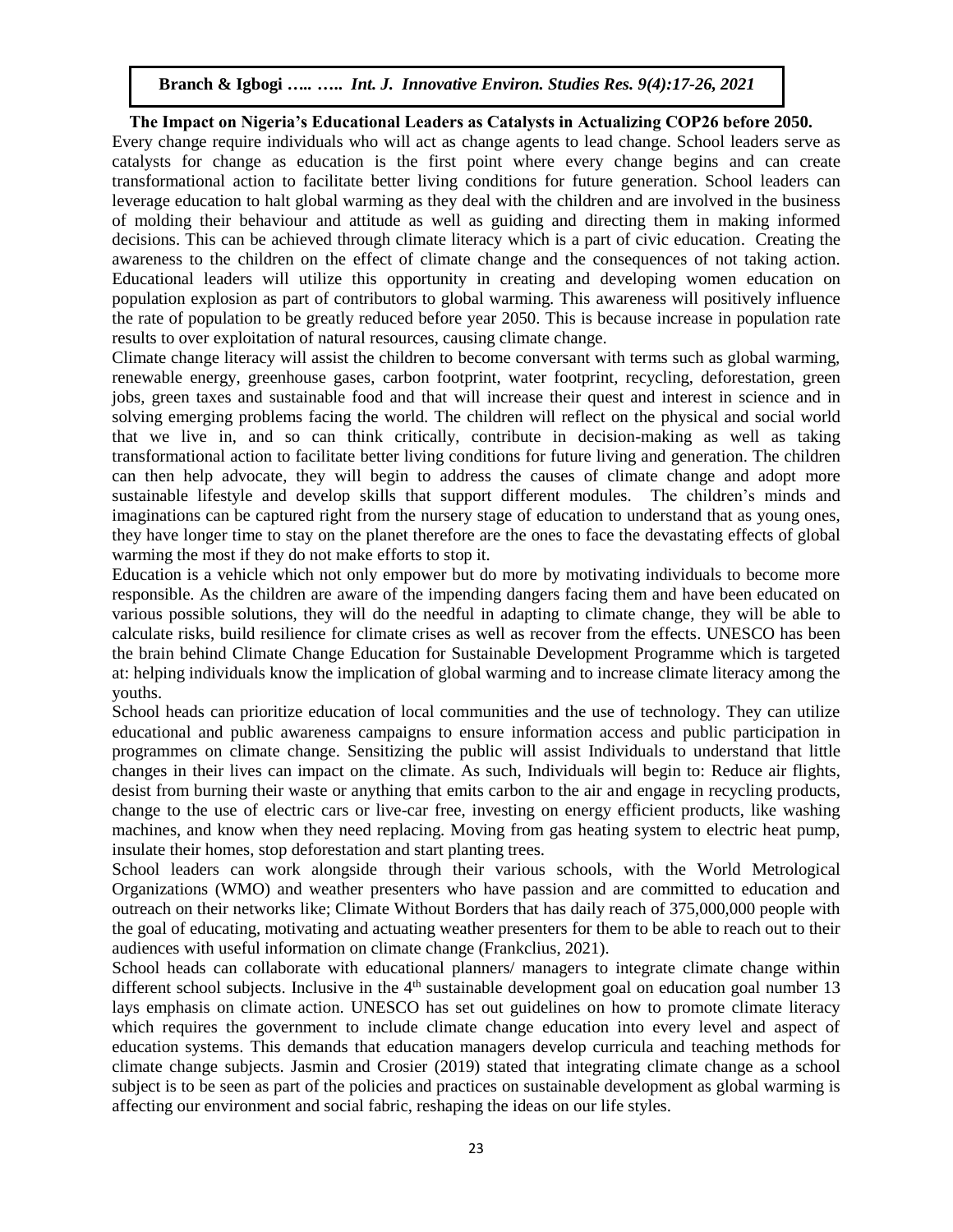**The Impact on Nigeria's Educational Leaders as Catalysts in Actualizing COP26 before 2050.**

Every change require individuals who will act as change agents to lead change. School leaders serve as catalysts for change as education is the first point where every change begins and can create transformational action to facilitate better living conditions for future generation. School leaders can leverage education to halt global warming as they deal with the children and are involved in the business of molding their behaviour and attitude as well as guiding and directing them in making informed decisions. This can be achieved through climate literacy which is a part of civic education. Creating the awareness to the children on the effect of climate change and the consequences of not taking action. Educational leaders will utilize this opportunity in creating and developing women education on population explosion as part of contributors to global warming. This awareness will positively influence the rate of population to be greatly reduced before year 2050. This is because increase in population rate results to over exploitation of natural resources, causing climate change.

Climate change literacy will assist the children to become conversant with terms such as global warming, renewable energy, greenhouse gases, carbon footprint, water footprint, recycling, deforestation, green jobs, green taxes and sustainable food and that will increase their quest and interest in science and in solving emerging problems facing the world. The children will reflect on the physical and social world that we live in, and so can think critically, contribute in decision-making as well as taking transformational action to facilitate better living conditions for future living and generation. The children can then help advocate, they will begin to address the causes of climate change and adopt more sustainable lifestyle and develop skills that support different modules. The children's minds and imaginations can be captured right from the nursery stage of education to understand that as young ones, they have longer time to stay on the planet therefore are the ones to face the devastating effects of global warming the most if they do not make efforts to stop it.

Education is a vehicle which not only empower but do more by motivating individuals to become more responsible. As the children are aware of the impending dangers facing them and have been educated on various possible solutions, they will do the needful in adapting to climate change, they will be able to calculate risks, build resilience for climate crises as well as recover from the effects. UNESCO has been the brain behind Climate Change Education for Sustainable Development Programme which is targeted at: helping individuals know the implication of global warming and to increase climate literacy among the youths.

School heads can prioritize education of local communities and the use of technology. They can utilize educational and public awareness campaigns to ensure information access and public participation in programmes on climate change. Sensitizing the public will assist Individuals to understand that little changes in their lives can impact on the climate. As such, Individuals will begin to: Reduce air flights, desist from burning their waste or anything that emits carbon to the air and engage in recycling products, change to the use of electric cars or live-car free, investing on energy efficient products, like washing machines, and know when they need replacing. Moving from gas heating system to electric heat pump, insulate their homes, stop deforestation and start planting trees.

School leaders can work alongside through their various schools, with the World Metrological Organizations (WMO) and weather presenters who have passion and are committed to education and outreach on their networks like; Climate Without Borders that has daily reach of 375,000,000 people with the goal of educating, motivating and actuating weather presenters for them to be able to reach out to their audiences with useful information on climate change (Frankclius, 2021).

School heads can collaborate with educational planners/ managers to integrate climate change within different school subjects. Inclusive in the 4th sustainable development goal on education goal number 13 lays emphasis on climate action. UNESCO has set out guidelines on how to promote climate literacy which requires the government to include climate change education into every level and aspect of education systems. This demands that education managers develop curricula and teaching methods for climate change subjects. Jasmin and Crosier (2019) stated that integrating climate change as a school subject is to be seen as part of the policies and practices on sustainable development as global warming is affecting our environment and social fabric, reshaping the ideas on our life styles.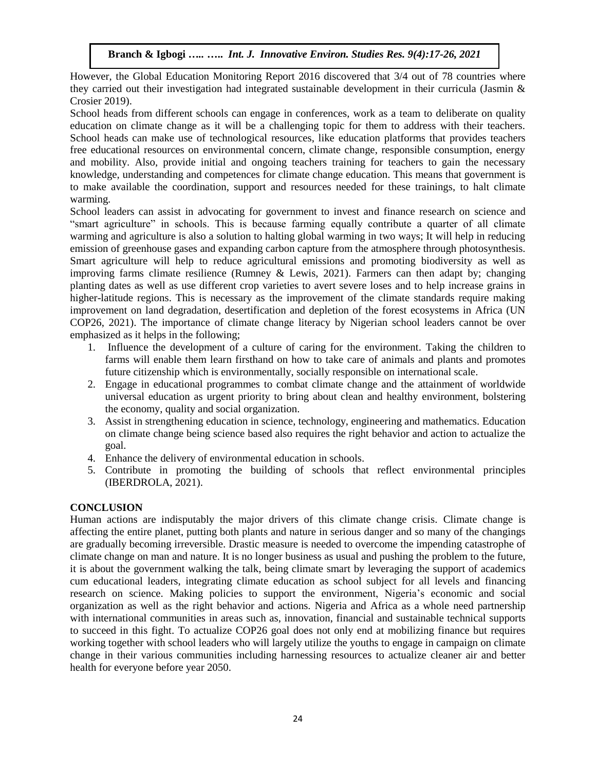However, the Global Education Monitoring Report 2016 discovered that 3/4 out of 78 countries where they carried out their investigation had integrated sustainable development in their curricula (Jasmin & Crosier 2019).

School heads from different schools can engage in conferences, work as a team to deliberate on quality education on climate change as it will be a challenging topic for them to address with their teachers. School heads can make use of technological resources, like education platforms that provides teachers free educational resources on environmental concern, climate change, responsible consumption, energy and mobility. Also, provide initial and ongoing teachers training for teachers to gain the necessary knowledge, understanding and competences for climate change education. This means that government is to make available the coordination, support and resources needed for these trainings, to halt climate warming.

School leaders can assist in advocating for government to invest and finance research on science and "smart agriculture" in schools. This is because farming equally contribute a quarter of all climate warming and agriculture is also a solution to halting global warming in two ways; It will help in reducing emission of greenhouse gases and expanding carbon capture from the atmosphere through photosynthesis. Smart agriculture will help to reduce agricultural emissions and promoting biodiversity as well as improving farms climate resilience (Rumney & Lewis, 2021). Farmers can then adapt by; changing planting dates as well as use different crop varieties to avert severe loses and to help increase grains in higher-latitude regions. This is necessary as the improvement of the climate standards require making improvement on land degradation, desertification and depletion of the forest ecosystems in Africa (UN COP26, 2021). The importance of climate change literacy by Nigerian school leaders cannot be over emphasized as it helps in the following;

1. Influence the development of a culture of caring for the environment. Taking the children to farms will enable them learn firsthand on how to take care of animals and plants and promotes future citizenship which is environmentally, socially responsible on international scale.
2. Engage in educational programmes to combat climate change and the attainment of worldwide universal education as urgent priority to bring about clean and healthy environment, bolstering the economy, quality and social organization.
3. Assist in strengthening education in science, technology, engineering and mathematics. Education on climate change being science based also requires the right behavior and action to actualize the goal.
4. Enhance the delivery of environmental education in schools.
5. Contribute in promoting the building of schools that reflect environmental principles (IBERDROLA, 2021).

## CONCLUSION

Human actions are indisputably the major drivers of this climate change crisis. Climate change is affecting the entire planet, putting both plants and nature in serious danger and so many of the changings are gradually becoming irreversible. Drastic measure is needed to overcome the impending catastrophe of climate change on man and nature. It is no longer business as usual and pushing the problem to the future, it is about the government walking the talk, being climate smart by leveraging the support of academics cum educational leaders, integrating climate education as school subject for all levels and financing research on science. Making policies to support the environment, Nigeria's economic and social organization as well as the right behavior and actions. Nigeria and Africa as a whole need partnership with international communities in areas such as, innovation, financial and sustainable technical supports to succeed in this fight. To actualize COP26 goal does not only end at mobilizing finance but requires working together with school leaders who will largely utilize the youths to engage in campaign on climate change in their various communities including harnessing resources to actualize cleaner air and better health for everyone before year 2050.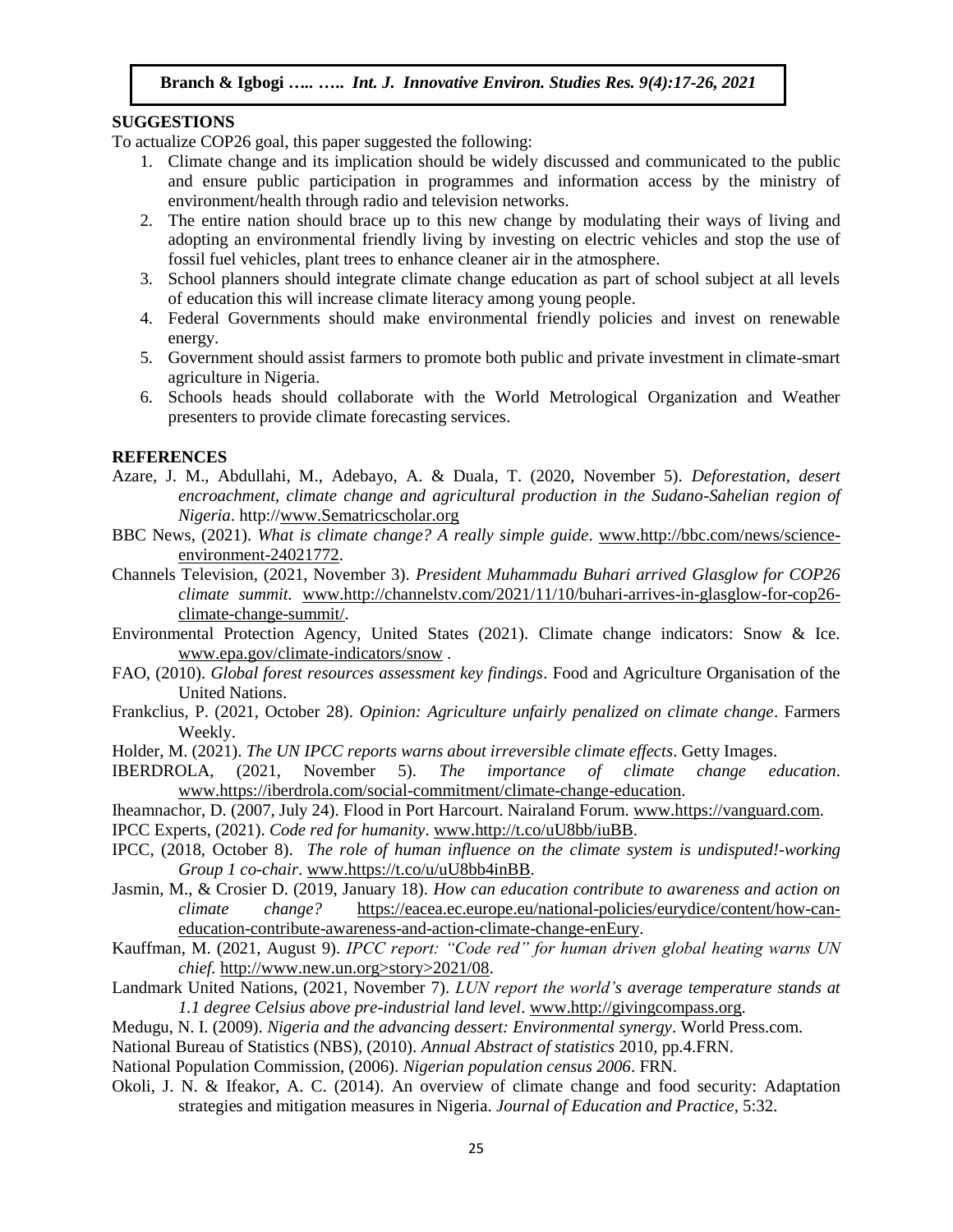## SUGGESTIONS

To actualize COP26 goal, this paper suggested the following:

1. Climate change and its implication should be widely discussed and communicated to the public and ensure public participation in programmes and information access by the ministry of environment/health through radio and television networks.
2. The entire nation should brace up to this new change by modulating their ways of living and adopting an environmental friendly living by investing on electric vehicles and stop the use of fossil fuel vehicles, plant trees to enhance cleaner air in the atmosphere.
3. School planners should integrate climate change education as part of school subject at all levels of education this will increase climate literacy among young people.
4. Federal Governments should make environmental friendly policies and invest on renewable energy.
5. Government should assist farmers to promote both public and private investment in climate-smart agriculture in Nigeria.
6. Schools heads should collaborate with the World Metrological Organization and Weather presenters to provide climate forecasting services.

## REFERENCES

Azare, J. M., Abdullahi, M., Adebayo, A. & Duala, T. (2020, November 5). *Deforestation, desert encroachment, climate change and agricultural production in the Sudano-Sahelian region of Nigeria*. http://www.Sematricscholar.org

BBC News, (2021). *What is climate change? A really simple guide*. www.http://bbc.com/news/science-environment-24021772.

Channels Television, (2021, November 3). *President Muhammadu Buhari arrived Glasglow for COP26 climate summit.* www.http://channelstv.com/2021/11/10/buhari-arrives-in-glasgow-for-cop26-climate-change-summit/.

Environmental Protection Agency, United States (2021). Climate change indicators: Snow & Ice. www.epa.gov/climate-indicators/snow .

FAO, (2010). *Global forest resources assessment key findings*. Food and Agriculture Organisation of the United Nations.

Frankclius, P. (2021, October 28). *Opinion: Agriculture unfairly penalized on climate change*. Farmers Weekly.

Holder, M. (2021). *The UN IPCC reports warns about irreversible climate effects*. Getty Images.

IBERDROLA, (2021, November 5). *The importance of climate change education*. www.https://iberdrola.com/social-commitment/climate-change-education.

Iheamnachor, D. (2007, July 24). Flood in Port Harcourt. Nairaland Forum. www.https://vanguard.com.

IPCC Experts, (2021). *Code red for humanity*. www.http://t.co/uU8bb/iuBB.

IPCC, (2018, October 8). *The role of human influence on the climate system is undisputed!-working Group 1 co-chair*. www.https://t.co/u/uU8bb4inBB.

Jasmin, M., & Crosier D. (2019, January 18). *How can education contribute to awareness and action on climate change?* https://eacea.ec.europe.eu/national-policies/eurydice/content/how-can-education-contribute-awareness-and-action-climate-change-enEury.

Kauffman, M. (2021, August 9). *IPCC report: "Code red" for human driven global heating warns UN chief.* http://www.new.un.org>story>2021/08.

Landmark United Nations, (2021, November 7). *LUN report the world's average temperature stands at 1.1 degree Celsius above pre-industrial land level*. www.http://givingcompass.org.

Medugu, N. I. (2009). *Nigeria and the advancing dessert: Environmental synergy*. World Press.com.

National Bureau of Statistics (NBS), (2010). *Annual Abstract of statistics* 2010, pp.4.FRN.

National Population Commission, (2006). *Nigerian population census 2006*. FRN.

Okoli, J. N. & Ifeakor, A. C. (2014). An overview of climate change and food security: Adaptation strategies and mitigation measures in Nigeria. *Journal of Education and Practice*, 5:32.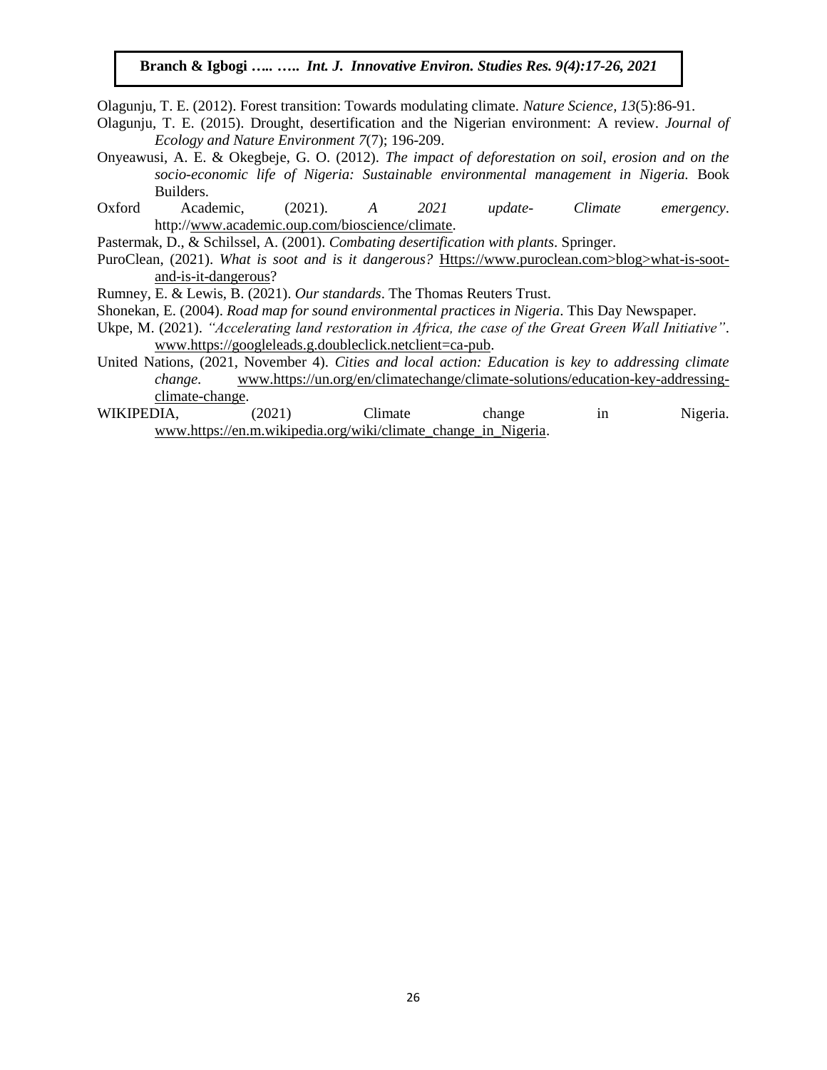Olagunju, T. E. (2012). Forest transition: Towards modulating climate. *Nature Science, 13*(5):86-91.

Olagunju, T. E. (2015). Drought, desertification and the Nigerian environment: A review. *Journal of Ecology and Nature Environment 7*(7); 196-209.

Onyeawusi, A. E. & Okegbeje, G. O. (2012). *The impact of deforestation on soil, erosion and on the socio-economic life of Nigeria: Sustainable environmental management in Nigeria.* Book Builders.

Oxford Academic, (2021). *A 2021 update- Climate emergency*. http://www.academic.oup.com/bioscience/climate.

Pastermak, D., & Schilssel, A. (2001). *Combating desertification with plants*. Springer.

PuroClean, (2021). *What is soot and is it dangerous?* Https://www.puroclean.com>blog>what-is-soot-and-is-it-dangerous?

Rumney, E. & Lewis, B. (2021). *Our standards*. The Thomas Reuters Trust.

Shonekan, E. (2004). *Road map for sound environmental practices in Nigeria*. This Day Newspaper.

Ukpe, M. (2021). *"Accelerating land restoration in Africa, the case of the Great Green Wall Initiative"*. www.https://googleleads.g.doubleclick.netclient=ca-pub.

United Nations, (2021, November 4). *Cities and local action: Education is key to addressing climate change*. www.https://un.org/en/climatechange/climate-solutions/education-key-addressing-climate-change.

WIKIPEDIA, (2021) Climate change in Nigeria. www.https://en.m.wikipedia.org/wiki/climate_change_in_Nigeria.